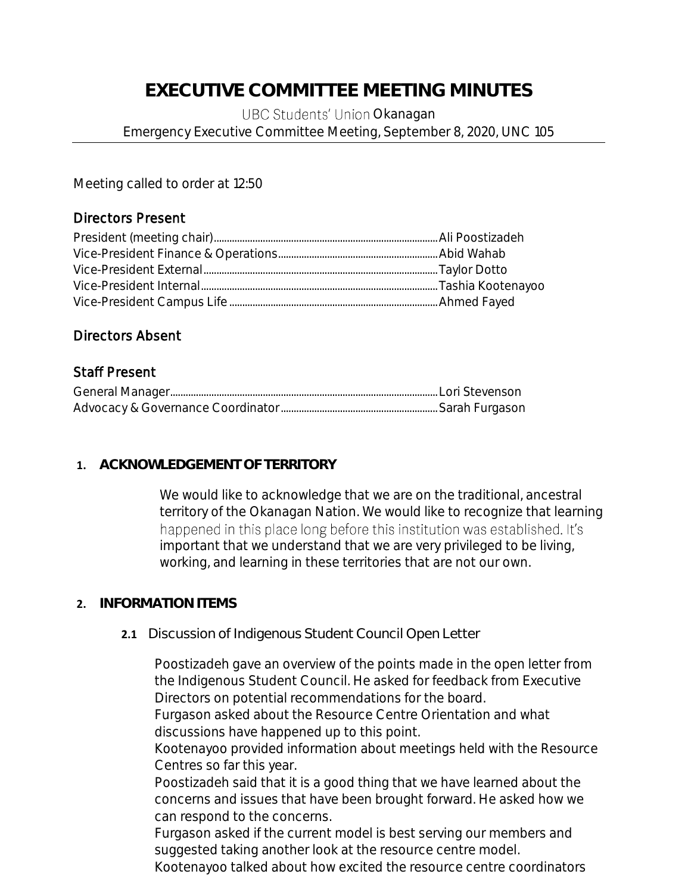# EXECUTIVE COMMITTEE MEETING MINUTES

UBC Students' Union Okanagan
Emergency Executive Committee Meeting, September 8, 2020, UNC 105

Meeting called to order at 12:50

## Directors Present

President (meeting chair)........................................Ali Poostizadeh
Vice-President Finance & Operations........................................Abid Wahab
Vice-President External........................................Taylor Dotto
Vice-President Internal........................................Tashia Kootenayoo
Vice-President Campus Life........................................Ahmed Fayed

## Directors Absent

## Staff Present

General Manager........................................Lori Stevenson
Advocacy & Governance Coordinator........................................Sarah Furgason

### 1. ACKNOWLEDGEMENT OF TERRITORY

We would like to acknowledge that we are on the traditional, ancestral territory of the Okanagan Nation. We would like to recognize that learning happened in this place long before this institution was established. It's important that we understand that we are very privileged to be living, working, and learning in these territories that are not our own.

### 2. INFORMATION ITEMS

#### 2.1 Discussion of Indigenous Student Council Open Letter

Poostizadeh gave an overview of the points made in the open letter from the Indigenous Student Council. He asked for feedback from Executive Directors on potential recommendations for the board.
Furgason asked about the Resource Centre Orientation and what discussions have happened up to this point.
Kootenayoo provided information about meetings held with the Resource Centres so far this year.
Poostizadeh said that it is a good thing that we have learned about the concerns and issues that have been brought forward. He asked how we can respond to the concerns.
Furgason asked if the current model is best serving our members and suggested taking another look at the resource centre model.
Kootenayoo talked about how excited the resource centre coordinators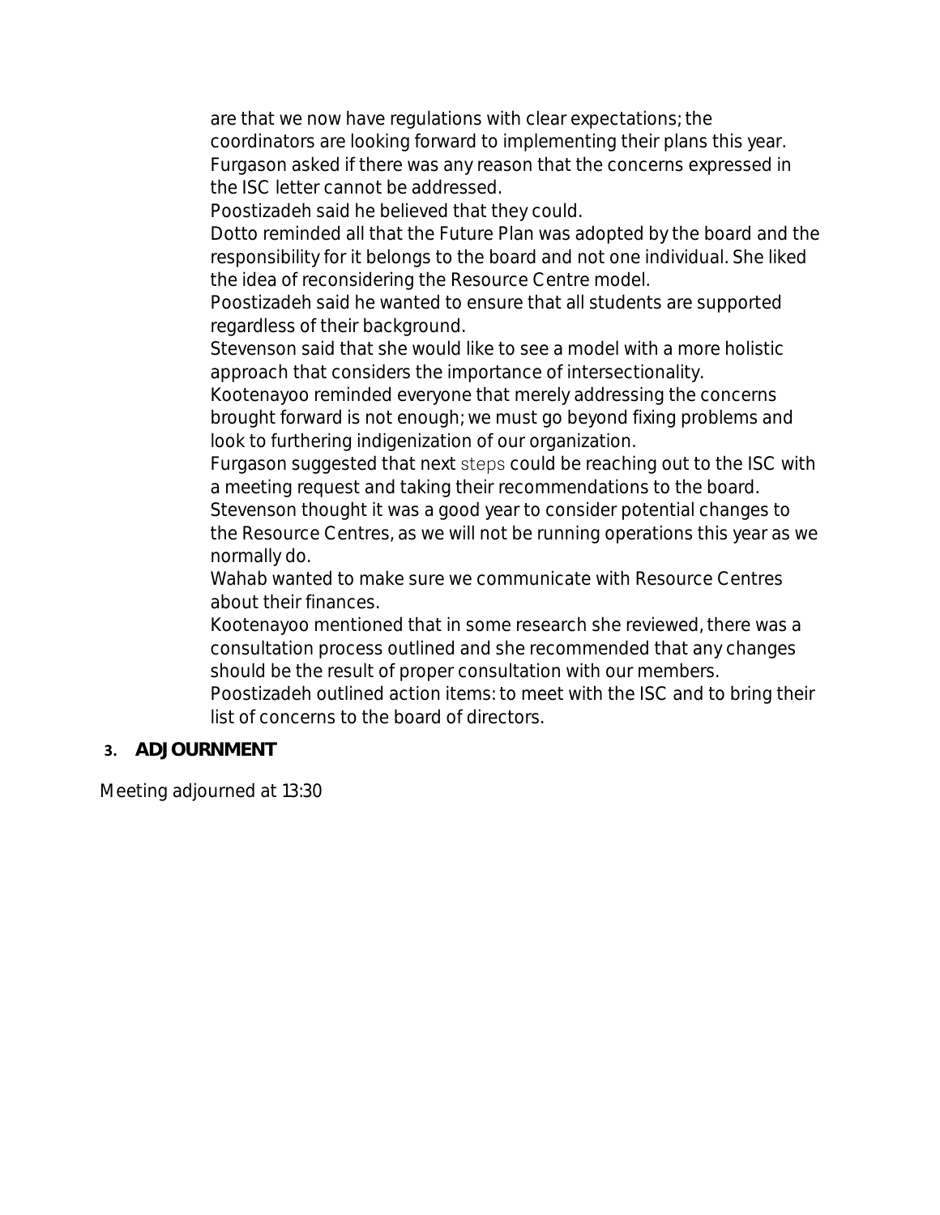are that we now have regulations with clear expectations; the coordinators are looking forward to implementing their plans this year.

Furgason asked if there was any reason that the concerns expressed in the ISC letter cannot be addressed.

Poostizadeh said he believed that they could.

Dotto reminded all that the Future Plan was adopted by the board and the responsibility for it belongs to the board and not one individual. She liked the idea of reconsidering the Resource Centre model.

Poostizadeh said he wanted to ensure that all students are supported regardless of their background.

Stevenson said that she would like to see a model with a more holistic approach that considers the importance of intersectionality.

Kootenayoo reminded everyone that merely addressing the concerns brought forward is not enough; we must go beyond fixing problems and look to furthering indigenization of our organization.

Furgason suggested that next steps could be reaching out to the ISC with a meeting request and taking their recommendations to the board.

Stevenson thought it was a good year to consider potential changes to the Resource Centres, as we will not be running operations this year as we normally do.

Wahab wanted to make sure we communicate with Resource Centres about their finances.

Kootenayoo mentioned that in some research she reviewed, there was a consultation process outlined and she recommended that any changes should be the result of proper consultation with our members.

Poostizadeh outlined action items: to meet with the ISC and to bring their list of concerns to the board of directors.

## 3. ADJOURNMENT

Meeting adjourned at 13:30